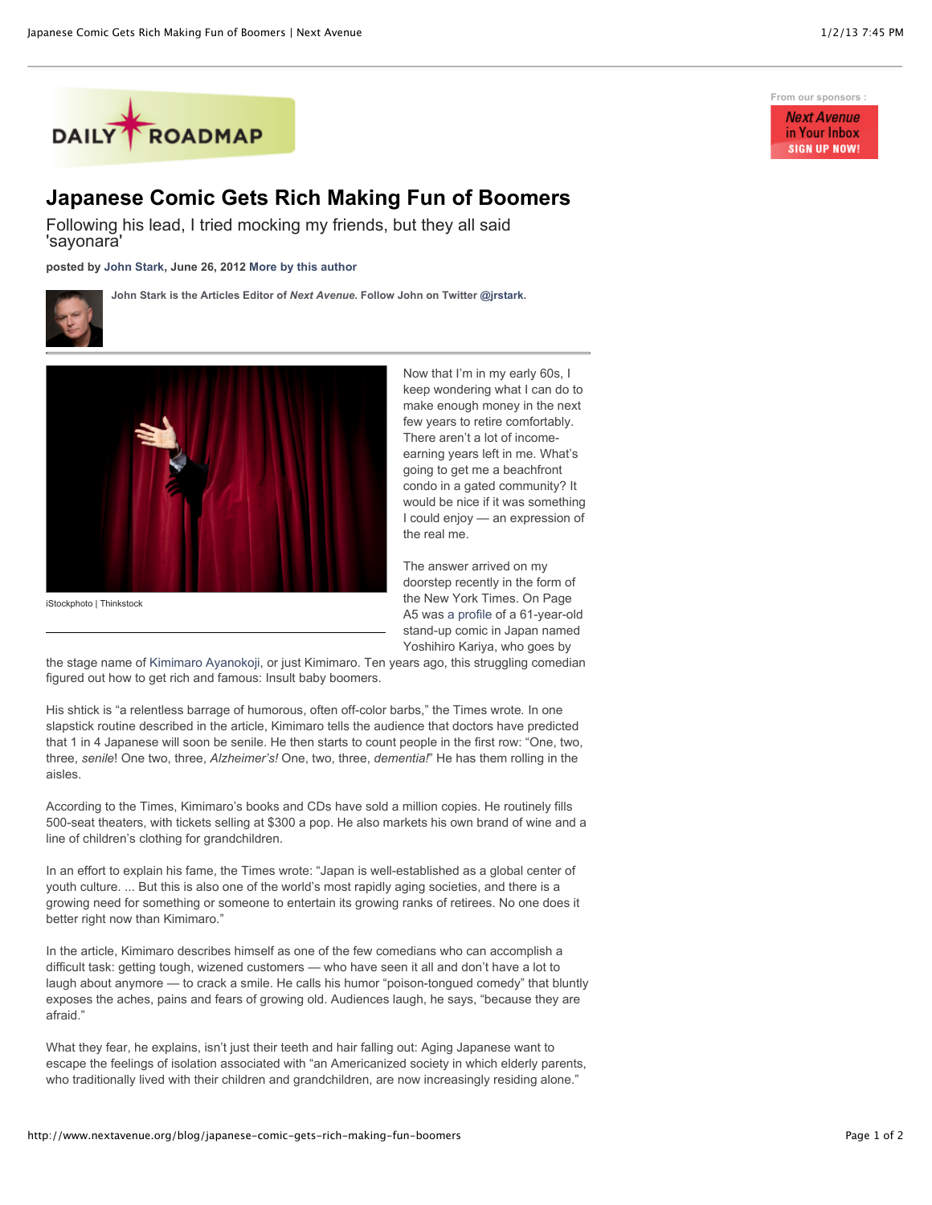DAILY ROADMAP

From our sponsors :

Next Avenue in Your Inbox SIGN UP NOW!

# Japanese Comic Gets Rich Making Fun of Boomers

Following his lead, I tried mocking my friends, but they all said 'sayonara'

**posted by John Stark, June 26, 2012 More by this author**

**John Stark is the Articles Editor of *Next Avenue*. Follow John on Twitter @jrstark.**

iStockphoto | Thinkstock

Now that I'm in my early 60s, I keep wondering what I can do to make enough money in the next few years to retire comfortably. There aren't a lot of income-earning years left in me. What's going to get me a beachfront condo in a gated community? It would be nice if it was something I could enjoy — an expression of the real me.

The answer arrived on my doorstep recently in the form of the New York Times. On Page A5 was a profile of a 61-year-old stand-up comic in Japan named Yoshihiro Kariya, who goes by the stage name of Kimimaro Ayanokoji, or just Kimimaro. Ten years ago, this struggling comedian figured out how to get rich and famous: Insult baby boomers.

His shtick is "a relentless barrage of humorous, often off-color barbs," the Times wrote. In one slapstick routine described in the article, Kimimaro tells the audience that doctors have predicted that 1 in 4 Japanese will soon be senile. He then starts to count people in the first row: "One, two, three, *senile*! One two, three, *Alzheimer's!* One, two, three, *dementia!*" He has them rolling in the aisles.

According to the Times, Kimimaro's books and CDs have sold a million copies. He routinely fills 500-seat theaters, with tickets selling at $300 a pop. He also markets his own brand of wine and a line of children's clothing for grandchildren.

In an effort to explain his fame, the Times wrote: "Japan is well-established as a global center of youth culture. ... But this is also one of the world's most rapidly aging societies, and there is a growing need for something or someone to entertain its growing ranks of retirees. No one does it better right now than Kimimaro."

In the article, Kimimaro describes himself as one of the few comedians who can accomplish a difficult task: getting tough, wizened customers — who have seen it all and don't have a lot to laugh about anymore — to crack a smile. He calls his humor "poison-tongued comedy" that bluntly exposes the aches, pains and fears of growing old. Audiences laugh, he says, "because they are afraid."

What they fear, he explains, isn't just their teeth and hair falling out: Aging Japanese want to escape the feelings of isolation associated with "an Americanized society in which elderly parents, who traditionally lived with their children and grandchildren, are now increasingly residing alone."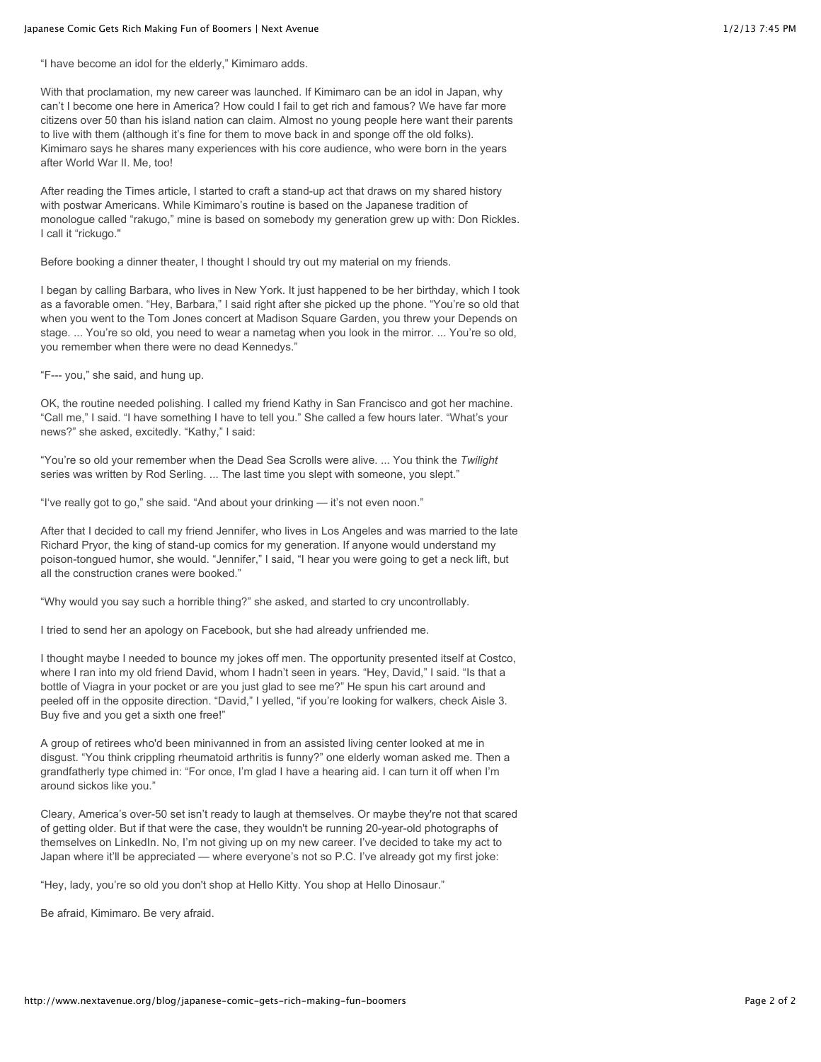"I have become an idol for the elderly," Kimimaro adds.

With that proclamation, my new career was launched. If Kimimaro can be an idol in Japan, why can't I become one here in America? How could I fail to get rich and famous? We have far more citizens over 50 than his island nation can claim. Almost no young people here want their parents to live with them (although it's fine for them to move back in and sponge off the old folks). Kimimaro says he shares many experiences with his core audience, who were born in the years after World War II. Me, too!

After reading the Times article, I started to craft a stand-up act that draws on my shared history with postwar Americans. While Kimimaro's routine is based on the Japanese tradition of monologue called "rakugo," mine is based on somebody my generation grew up with: Don Rickles. I call it "rickugo."

Before booking a dinner theater, I thought I should try out my material on my friends.

I began by calling Barbara, who lives in New York. It just happened to be her birthday, which I took as a favorable omen. "Hey, Barbara," I said right after she picked up the phone. "You're so old that when you went to the Tom Jones concert at Madison Square Garden, you threw your Depends on stage. ... You're so old, you need to wear a nametag when you look in the mirror. ... You're so old, you remember when there were no dead Kennedys."

"F--- you," she said, and hung up.

OK, the routine needed polishing. I called my friend Kathy in San Francisco and got her machine. "Call me," I said. "I have something I have to tell you." She called a few hours later. "What's your news?" she asked, excitedly. "Kathy," I said:

"You're so old your remember when the Dead Sea Scrolls were alive. ... You think the *Twilight* series was written by Rod Serling. ... The last time you slept with someone, you slept."

"I've really got to go," she said. "And about your drinking — it's not even noon."

After that I decided to call my friend Jennifer, who lives in Los Angeles and was married to the late Richard Pryor, the king of stand-up comics for my generation. If anyone would understand my poison-tongued humor, she would. "Jennifer," I said, "I hear you were going to get a neck lift, but all the construction cranes were booked."

"Why would you say such a horrible thing?" she asked, and started to cry uncontrollably.

I tried to send her an apology on Facebook, but she had already unfriended me.

I thought maybe I needed to bounce my jokes off men. The opportunity presented itself at Costco, where I ran into my old friend David, whom I hadn't seen in years. "Hey, David," I said. "Is that a bottle of Viagra in your pocket or are you just glad to see me?" He spun his cart around and peeled off in the opposite direction. "David," I yelled, "if you're looking for walkers, check Aisle 3. Buy five and you get a sixth one free!"

A group of retirees who'd been minivanned in from an assisted living center looked at me in disgust. "You think crippling rheumatoid arthritis is funny?" one elderly woman asked me. Then a grandfatherly type chimed in: "For once, I'm glad I have a hearing aid. I can turn it off when I'm around sickos like you."

Cleary, America's over-50 set isn't ready to laugh at themselves. Or maybe they're not that scared of getting older. But if that were the case, they wouldn't be running 20-year-old photographs of themselves on LinkedIn. No, I'm not giving up on my new career. I've decided to take my act to Japan where it'll be appreciated — where everyone's not so P.C. I've already got my first joke:

"Hey, lady, you're so old you don't shop at Hello Kitty. You shop at Hello Dinosaur."

Be afraid, Kimimaro. Be very afraid.